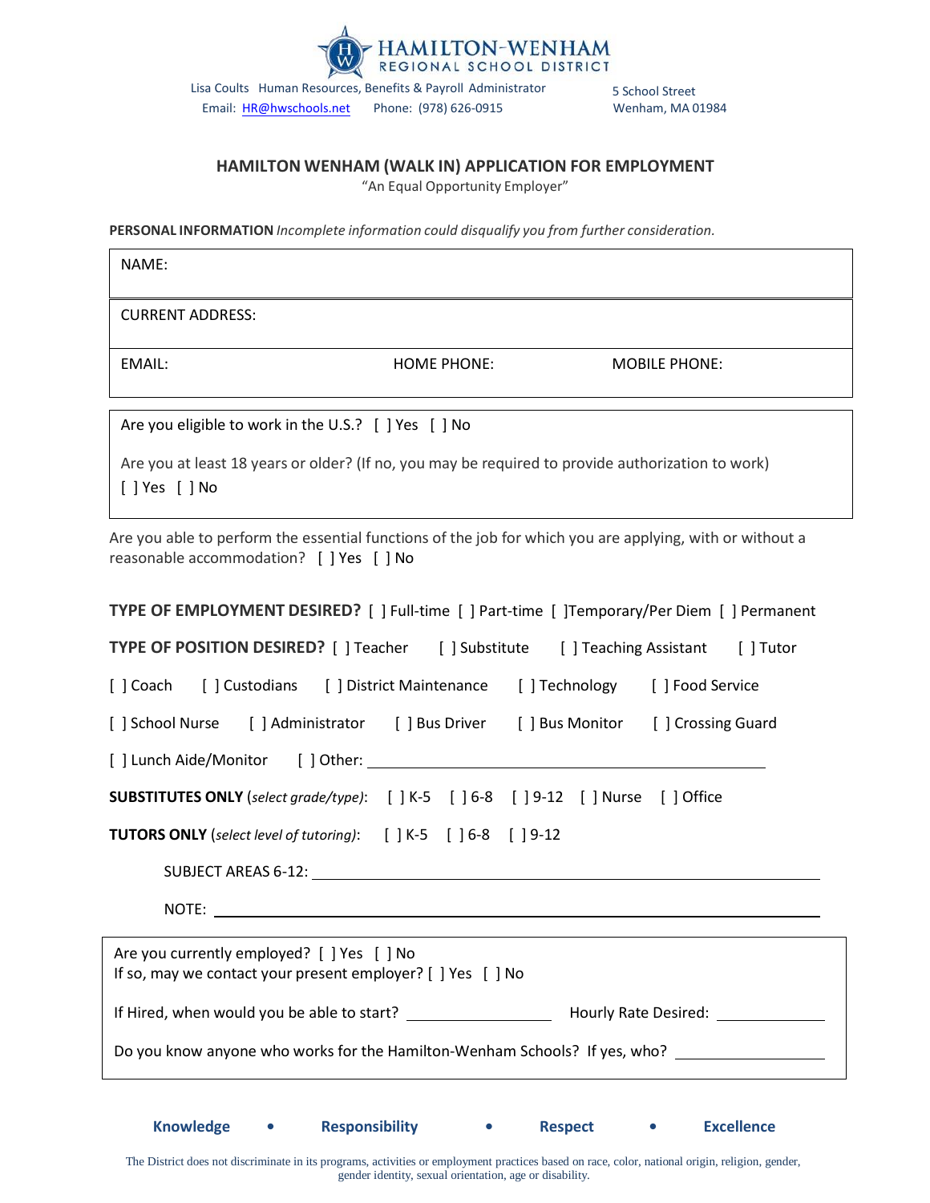# HAMILTON-WENHAM
REGIONAL SCHOOL DISTRICT

Lisa Coults Human Resources, Benefits & Payroll Administrator
Email: HR@hwschools.net Phone: (978) 626-0915

5 School Street
Wenham, MA 01984

## HAMILTON WENHAM (WALK IN) APPLICATION FOR EMPLOYMENT

"An Equal Opportunity Employer"

**PERSONAL INFORMATION** *Incomplete information could disqualify you from further consideration.*

NAME:

CURRENT ADDRESS:

EMAIL: HOME PHONE: MOBILE PHONE:

Are you eligible to work in the U.S.? [ ] Yes [ ] No

Are you at least 18 years or older? (If no, you may be required to provide authorization to work)
[ ] Yes [ ] No

Are you able to perform the essential functions of the job for which you are applying, with or without a reasonable accommodation? [ ] Yes [ ] No

**TYPE OF EMPLOYMENT DESIRED?** [ ] Full-time [ ] Part-time [ ]Temporary/Per Diem [ ] Permanent

**TYPE OF POSITION DESIRED?** [ ] Teacher [ ] Substitute [ ] Teaching Assistant [ ] Tutor

[ ] Coach [ ] Custodians [ ] District Maintenance [ ] Technology [ ] Food Service

[ ] School Nurse [ ] Administrator [ ] Bus Driver [ ] Bus Monitor [ ] Crossing Guard

[ ] Lunch Aide/Monitor [ ] Other: ______________________________

**SUBSTITUTES ONLY** (*select grade/type)*: [ ] K-5 [ ] 6-8 [ ] 9-12 [ ] Nurse [ ] Office

**TUTORS ONLY** (*select level of tutoring)*: [ ] K-5 [ ] 6-8 [ ] 9-12

SUBJECT AREAS 6-12: ______________________________

NOTE: ______________________________

Are you currently employed? [ ] Yes [ ] No
If so, may we contact your present employer? [ ] Yes [ ] No

If Hired, when would you be able to start? ______________ Hourly Rate Desired: ______________

Do you know anyone who works for the Hamilton-Wenham Schools? If yes, who? ______________

**Knowledge • Responsibility • Respect • Excellence**

The District does not discriminate in its programs, activities or employment practices based on race, color, national origin, religion, gender, gender identity, sexual orientation, age or disability.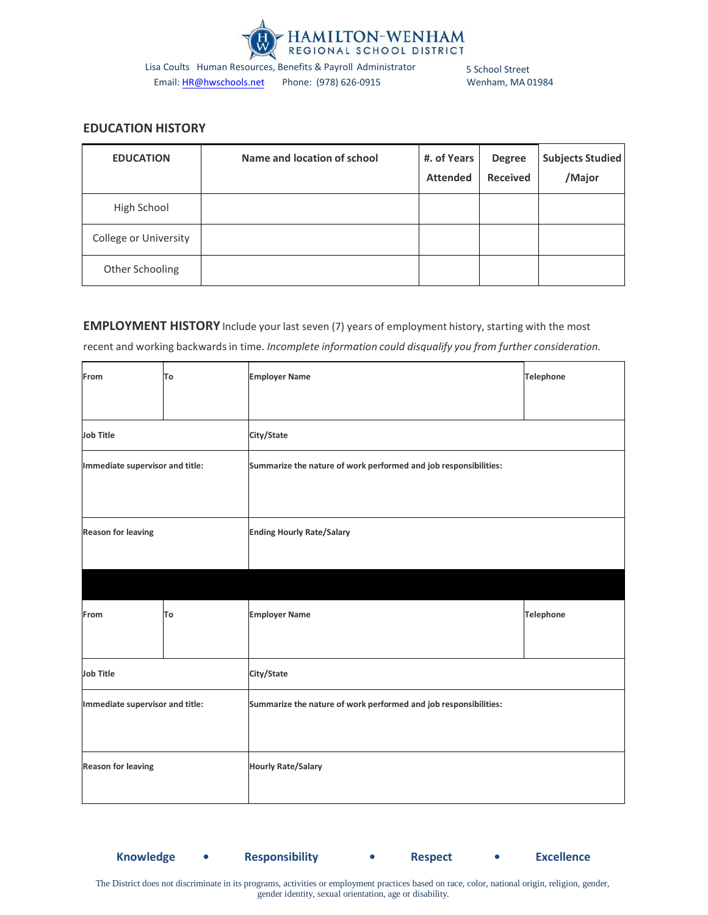# HAMILTON-WENHAM REGIONAL SCHOOL DISTRICT

Lisa Coults Human Resources, Benefits & Payroll Administrator
Email: HR@hwschools.net Phone: (978) 626-0915

5 School Street
Wenham, MA 01984

## EDUCATION HISTORY

| EDUCATION | Name and location of school | #. of Years Attended | Degree Received | Subjects Studied /Major |
|---|---|---|---|---|
| High School | | | | |
| College or University | | | | |
| Other Schooling | | | | |

**EMPLOYMENT HISTORY** Include your last seven (7) years of employment history, starting with the most recent and working backwards in time. *Incomplete information could disqualify you from further consideration.*

| From | To | Employer Name | Telephone |
|---|---|---|---|
| **Job Title** | | **City/State** | |
| **Immediate supervisor and title:** | | **Summarize the nature of work performed and job responsibilities:** | |
| **Reason for leaving** | | **Ending Hourly Rate/Salary** | |

| From | To | Employer Name | Telephone |
|---|---|---|---|
| **Job Title** | | **City/State** | |
| **Immediate supervisor and title:** | | **Summarize the nature of work performed and job responsibilities:** | |
| **Reason for leaving** | | **Hourly Rate/Salary** | |

**Knowledge • Responsibility • Respect • Excellence**

The District does not discriminate in its programs, activities or employment practices based on race, color, national origin, religion, gender, gender identity, sexual orientation, age or disability.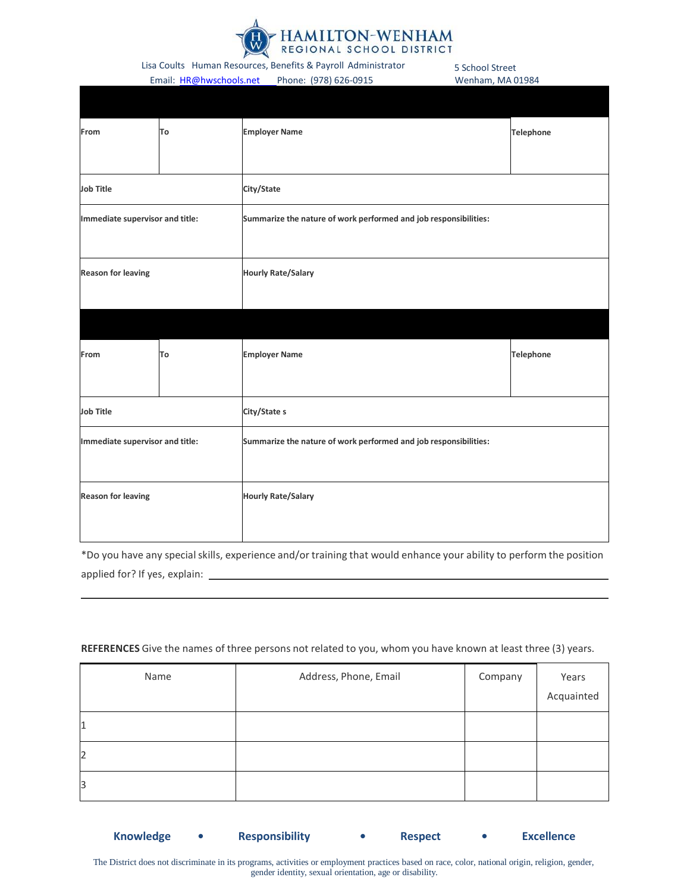# HAMILTON-WENHAM
## REGIONAL SCHOOL DISTRICT

Lisa Coults Human Resources, Benefits & Payroll Administrator
Email: HR@hwschools.net Phone: (978) 626-0915

5 School Street
Wenham, MA 01984

| From | To | Employer Name | Telephone |
|---|---|---|---|
| **Job Title** | | **City/State** | |
| **Immediate supervisor and title:** | | **Summarize the nature of work performed and job responsibilities:** | |
| **Reason for leaving** | | **Hourly Rate/Salary** | |

| From | To | Employer Name | Telephone |
|---|---|---|---|
| **Job Title** | | **City/State s** | |
| **Immediate supervisor and title:** | | **Summarize the nature of work performed and job responsibilities:** | |
| **Reason for leaving** | | **Hourly Rate/Salary** | |

*Do you have any special skills, experience and/or training that would enhance your ability to perform the position applied for? If yes, explain: ______________________________________________

______________________________________________________________________

**REFERENCES** Give the names of three persons not related to you, whom you have known at least three (3) years.

| Name | Address, Phone, Email | Company | Years Acquainted |
|---|---|---|---|
| 1 | | | |
| 2 | | | |
| 3 | | | |

**Knowledge • Responsibility • Respect • Excellence**

The District does not discriminate in its programs, activities or employment practices based on race, color, national origin, religion, gender, gender identity, sexual orientation, age or disability.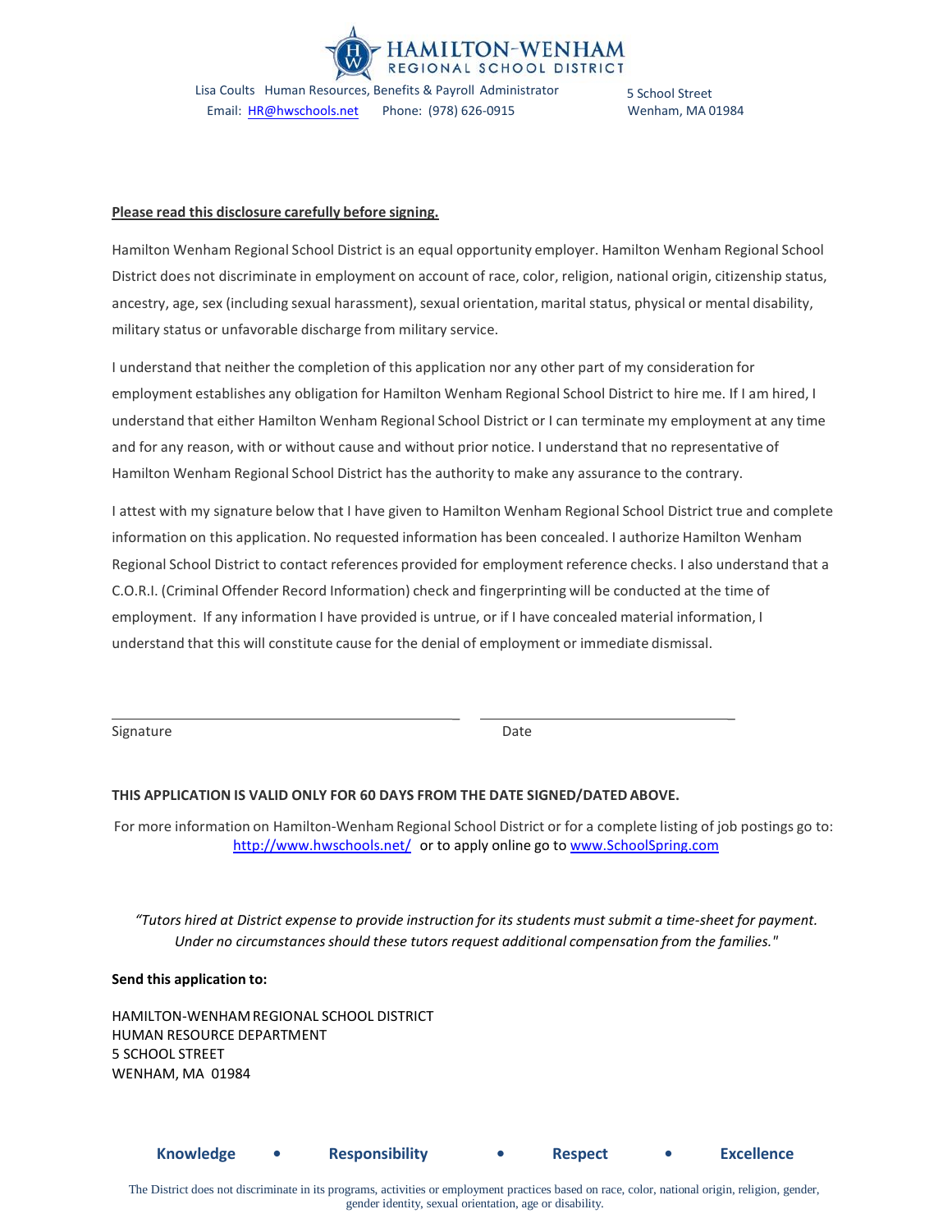HAMILTON-WENHAM
REGIONAL SCHOOL DISTRICT

Lisa Coults Human Resources, Benefits & Payroll Administrator
Email: HR@hwschools.net Phone: (978) 626-0915

5 School Street
Wenham, MA 01984

**Please read this disclosure carefully before signing.**

Hamilton Wenham Regional School District is an equal opportunity employer. Hamilton Wenham Regional School District does not discriminate in employment on account of race, color, religion, national origin, citizenship status, ancestry, age, sex (including sexual harassment), sexual orientation, marital status, physical or mental disability, military status or unfavorable discharge from military service.

I understand that neither the completion of this application nor any other part of my consideration for employment establishes any obligation for Hamilton Wenham Regional School District to hire me. If I am hired, I understand that either Hamilton Wenham Regional School District or I can terminate my employment at any time and for any reason, with or without cause and without prior notice. I understand that no representative of Hamilton Wenham Regional School District has the authority to make any assurance to the contrary.

I attest with my signature below that I have given to Hamilton Wenham Regional School District true and complete information on this application. No requested information has been concealed. I authorize Hamilton Wenham Regional School District to contact references provided for employment reference checks. I also understand that a C.O.R.I. (Criminal Offender Record Information) check and fingerprinting will be conducted at the time of employment. If any information I have provided is untrue, or if I have concealed material information, I understand that this will constitute cause for the denial of employment or immediate dismissal.

\_\_\_\_\_\_\_\_\_\_\_\_\_\_\_\_\_\_\_\_\_\_\_\_\_\_\_\_\_\_\_\_\_\_\_\_\_\_\_\_ \_\_\_\_\_\_\_\_\_\_\_\_\_\_\_\_\_\_\_\_\_\_\_\_\_\_\_\_\_\_
Signature Date

**THIS APPLICATION IS VALID ONLY FOR 60 DAYS FROM THE DATE SIGNED/DATED ABOVE.**

For more information on Hamilton-Wenham Regional School District or for a complete listing of job postings go to: http://www.hwschools.net/ or to apply online go to www.SchoolSpring.com

*"Tutors hired at District expense to provide instruction for its students must submit a time-sheet for payment. Under no circumstances should these tutors request additional compensation from the families."*

**Send this application to:**

HAMILTON-WENHAM REGIONAL SCHOOL DISTRICT
HUMAN RESOURCE DEPARTMENT
5 SCHOOL STREET
WENHAM, MA 01984

**Knowledge** • **Responsibility** • **Respect** • **Excellence**

The District does not discriminate in its programs, activities or employment practices based on race, color, national origin, religion, gender, gender identity, sexual orientation, age or disability.